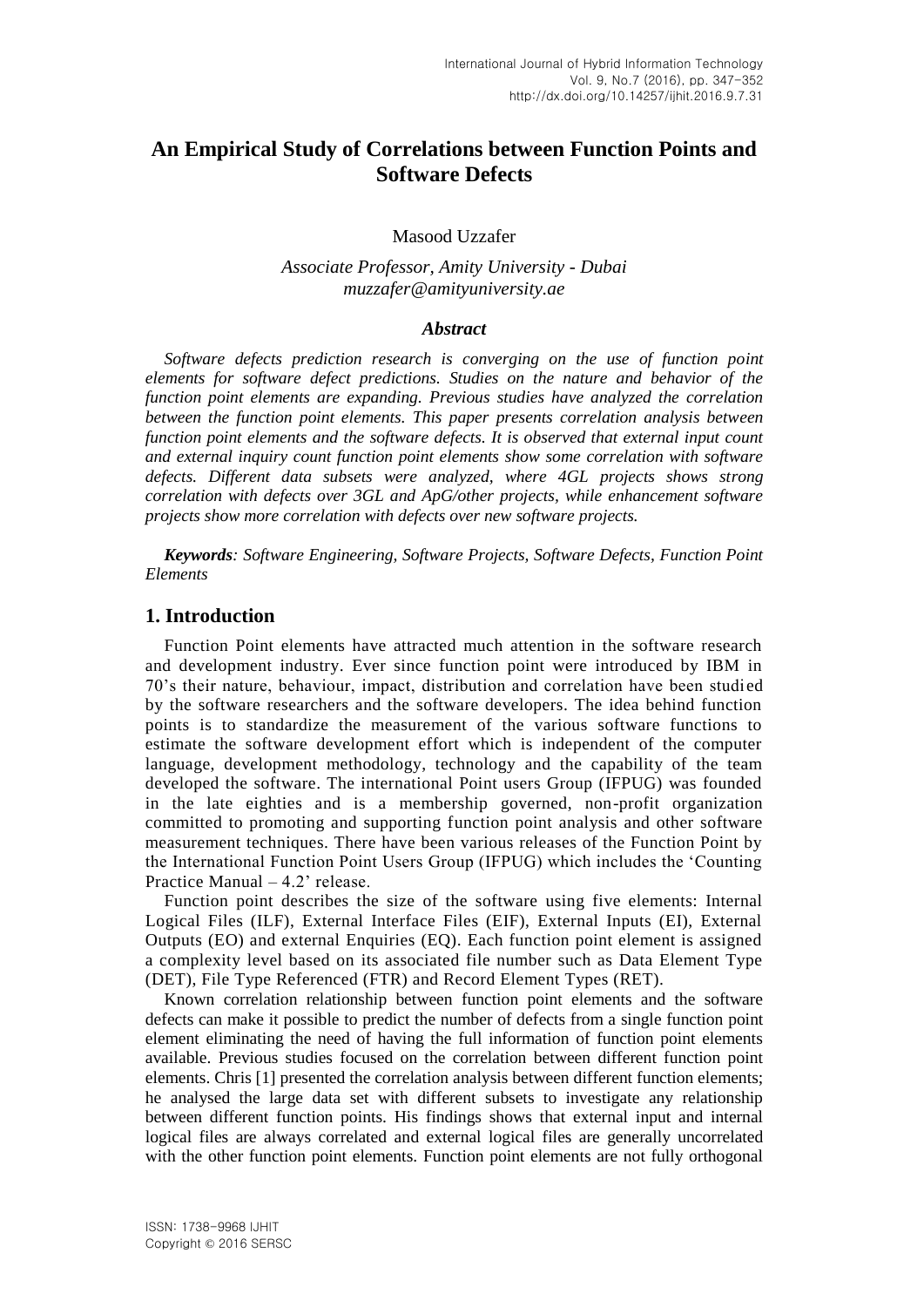# An Empirical Study of Correlations between Function Points and Software Defects

Masood Uzzafer

*Associate Professor, Amity University - Dubai*
*muzzafer@amityuniversity.ae*

### *Abstract*

*Software defects prediction research is converging on the use of function point elements for software defect predictions. Studies on the nature and behavior of the function point elements are expanding. Previous studies have analyzed the correlation between the function point elements. This paper presents correlation analysis between function point elements and the software defects. It is observed that external input count and external inquiry count function point elements show some correlation with software defects. Different data subsets were analyzed, where 4GL projects shows strong correlation with defects over 3GL and ApG/other projects, while enhancement software projects show more correlation with defects over new software projects.*

***Keywords****: Software Engineering, Software Projects, Software Defects, Function Point Elements*

## 1. Introduction

Function Point elements have attracted much attention in the software research and development industry. Ever since function point were introduced by IBM in 70's their nature, behaviour, impact, distribution and correlation have been studied by the software researchers and the software developers. The idea behind function points is to standardize the measurement of the various software functions to estimate the software development effort which is independent of the computer language, development methodology, technology and the capability of the team developed the software. The international Point users Group (IFPUG) was founded in the late eighties and is a membership governed, non-profit organization committed to promoting and supporting function point analysis and other software measurement techniques. There have been various releases of the Function Point by the International Function Point Users Group (IFPUG) which includes the 'Counting Practice Manual – 4.2' release.

Function point describes the size of the software using five elements: Internal Logical Files (ILF), External Interface Files (EIF), External Inputs (EI), External Outputs (EO) and external Enquiries (EQ). Each function point element is assigned a complexity level based on its associated file number such as Data Element Type (DET), File Type Referenced (FTR) and Record Element Types (RET).

Known correlation relationship between function point elements and the software defects can make it possible to predict the number of defects from a single function point element eliminating the need of having the full information of function point elements available. Previous studies focused on the correlation between different function point elements. Chris [1] presented the correlation analysis between different function elements; he analysed the large data set with different subsets to investigate any relationship between different function points. His findings shows that external input and internal logical files are always correlated and external logical files are generally uncorrelated with the other function point elements. Function point elements are not fully orthogonal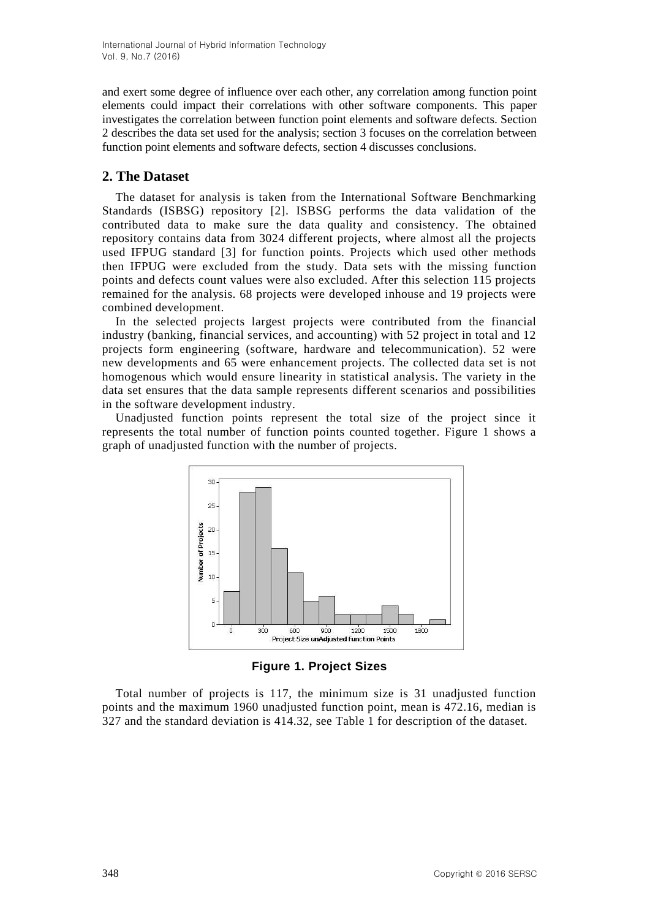and exert some degree of influence over each other, any correlation among function point elements could impact their correlations with other software components. This paper investigates the correlation between function point elements and software defects. Section 2 describes the data set used for the analysis; section 3 focuses on the correlation between function point elements and software defects, section 4 discusses conclusions.

## 2. The Dataset

The dataset for analysis is taken from the International Software Benchmarking Standards (ISBSG) repository [2]. ISBSG performs the data validation of the contributed data to make sure the data quality and consistency. The obtained repository contains data from 3024 different projects, where almost all the projects used IFPUG standard [3] for function points. Projects which used other methods then IFPUG were excluded from the study. Data sets with the missing function points and defects count values were also excluded. After this selection 115 projects remained for the analysis. 68 projects were developed inhouse and 19 projects were combined development.

In the selected projects largest projects were contributed from the financial industry (banking, financial services, and accounting) with 52 project in total and 12 projects form engineering (software, hardware and telecommunication). 52 were new developments and 65 were enhancement projects. The collected data set is not homogenous which would ensure linearity in statistical analysis. The variety in the data set ensures that the data sample represents different scenarios and possibilities in the software development industry.

Unadjusted function points represent the total size of the project since it represents the total number of function points counted together. Figure 1 shows a graph of unadjusted function with the number of projects.

**Figure 1. Project Sizes**

Total number of projects is 117, the minimum size is 31 unadjusted function points and the maximum 1960 unadjusted function point, mean is 472.16, median is 327 and the standard deviation is 414.32, see Table 1 for description of the dataset.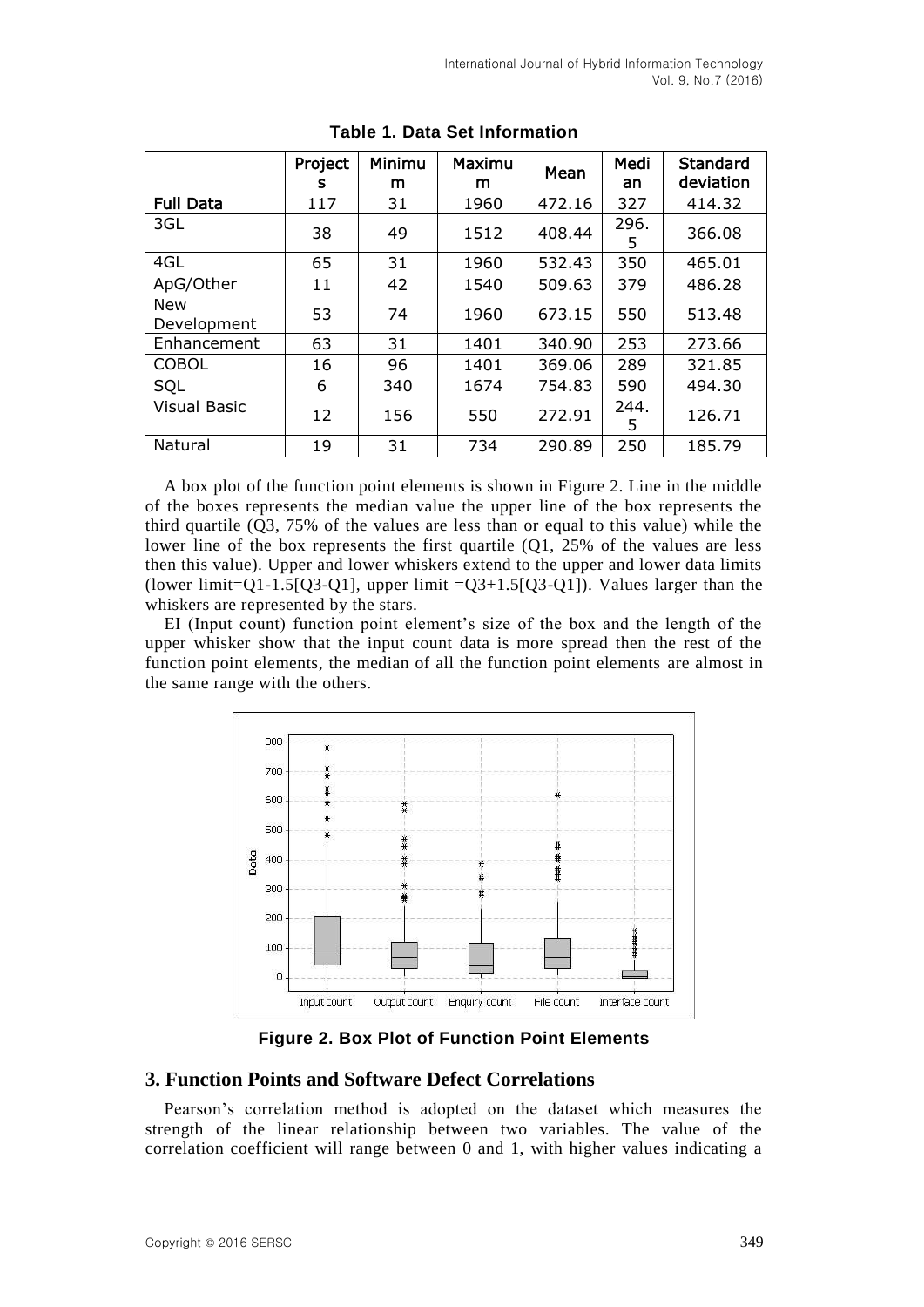**Table 1. Data Set Information**

| | Projects | Minimum | Maximum | Mean | Median | Standard deviation |
|---|---|---|---|---|---|---|
| **Full Data** | 117 | 31 | 1960 | 472.16 | 327 | 414.32 |
| 3GL | 38 | 49 | 1512 | 408.44 | 296.5 | 366.08 |
| 4GL | 65 | 31 | 1960 | 532.43 | 350 | 465.01 |
| ApG/Other | 11 | 42 | 1540 | 509.63 | 379 | 486.28 |
| New Development | 53 | 74 | 1960 | 673.15 | 550 | 513.48 |
| Enhancement | 63 | 31 | 1401 | 340.90 | 253 | 273.66 |
| COBOL | 16 | 96 | 1401 | 369.06 | 289 | 321.85 |
| SQL | 6 | 340 | 1674 | 754.83 | 590 | 494.30 |
| Visual Basic | 12 | 156 | 550 | 272.91 | 244.5 | 126.71 |
| Natural | 19 | 31 | 734 | 290.89 | 250 | 185.79 |

A box plot of the function point elements is shown in Figure 2. Line in the middle of the boxes represents the median value the upper line of the box represents the third quartile (Q3, 75% of the values are less than or equal to this value) while the lower line of the box represents the first quartile (Q1, 25% of the values are less then this value). Upper and lower whiskers extend to the upper and lower data limits (lower limit=Q1-1.5[Q3-Q1], upper limit =Q3+1.5[Q3-Q1]). Values larger than the whiskers are represented by the stars.

EI (Input count) function point element's size of the box and the length of the upper whisker show that the input count data is more spread then the rest of the function point elements, the median of all the function point elements are almost in the same range with the others.

**Figure 2. Box Plot of Function Point Elements**

## 3. Function Points and Software Defect Correlations

Pearson's correlation method is adopted on the dataset which measures the strength of the linear relationship between two variables. The value of the correlation coefficient will range between 0 and 1, with higher values indicating a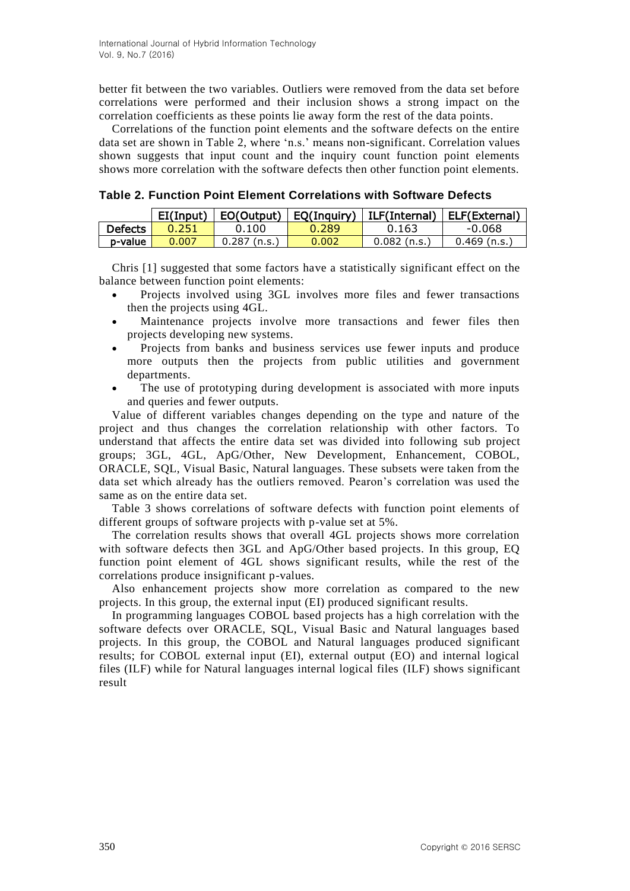better fit between the two variables. Outliers were removed from the data set before correlations were performed and their inclusion shows a strong impact on the correlation coefficients as these points lie away form the rest of the data points.

Correlations of the function point elements and the software defects on the entire data set are shown in Table 2, where 'n.s.' means non-significant. Correlation values shown suggests that input count and the inquiry count function point elements shows more correlation with the software defects then other function point elements.

**Table 2. Function Point Element Correlations with Software Defects**

| | EI(Input) | EO(Output) | EQ(Inquiry) | ILF(Internal) | ELF(External) |
|---|---|---|---|---|---|
| Defects | 0.251 | 0.100 | 0.289 | 0.163 | -0.068 |
| p-value | 0.007 | 0.287 (n.s.) | 0.002 | 0.082 (n.s.) | 0.469 (n.s.) |

Chris [1] suggested that some factors have a statistically significant effect on the balance between function point elements:

- Projects involved using 3GL involves more files and fewer transactions then the projects using 4GL.
- Maintenance projects involve more transactions and fewer files then projects developing new systems.
- Projects from banks and business services use fewer inputs and produce more outputs then the projects from public utilities and government departments.
- The use of prototyping during development is associated with more inputs and queries and fewer outputs.

Value of different variables changes depending on the type and nature of the project and thus changes the correlation relationship with other factors. To understand that affects the entire data set was divided into following sub project groups; 3GL, 4GL, ApG/Other, New Development, Enhancement, COBOL, ORACLE, SQL, Visual Basic, Natural languages. These subsets were taken from the data set which already has the outliers removed. Pearon's correlation was used the same as on the entire data set.

Table 3 shows correlations of software defects with function point elements of different groups of software projects with p-value set at 5%.

The correlation results shows that overall 4GL projects shows more correlation with software defects then 3GL and ApG/Other based projects. In this group, EQ function point element of 4GL shows significant results, while the rest of the correlations produce insignificant p-values.

Also enhancement projects show more correlation as compared to the new projects. In this group, the external input (EI) produced significant results.

In programming languages COBOL based projects has a high correlation with the software defects over ORACLE, SQL, Visual Basic and Natural languages based projects. In this group, the COBOL and Natural languages produced significant results; for COBOL external input (EI), external output (EO) and internal logical files (ILF) while for Natural languages internal logical files (ILF) shows significant result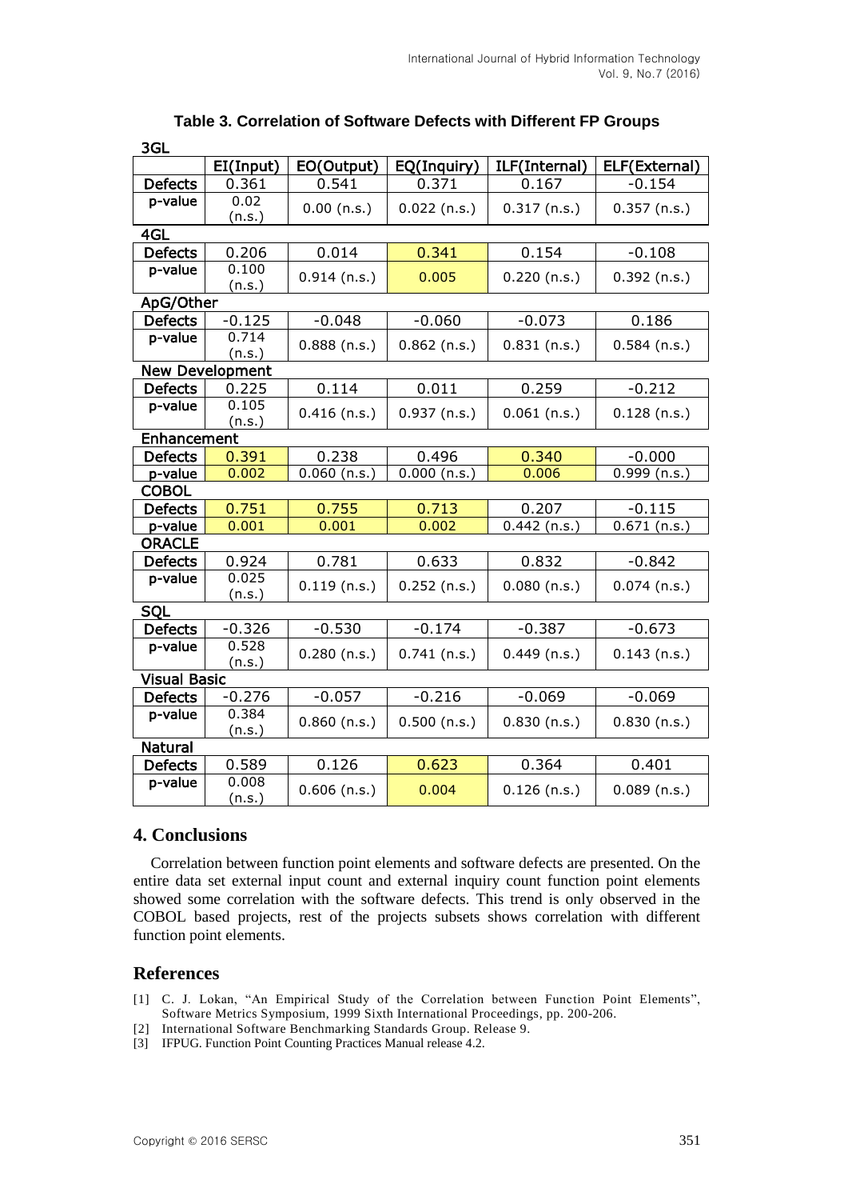**Table 3. Correlation of Software Defects with Different FP Groups**

| | EI(Input) | EO(Output) | EQ(Inquiry) | ILF(Internal) | ELF(External) |
|---|---|---|---|---|---|
| **3GL** | | | | | |
| Defects | 0.361 | 0.541 | 0.371 | 0.167 | -0.154 |
| p-value | 0.02 (n.s.) | 0.00 (n.s.) | 0.022 (n.s.) | 0.317 (n.s.) | 0.357 (n.s.) |
| **4GL** | | | | | |
| Defects | 0.206 | 0.014 | 0.341 | 0.154 | -0.108 |
| p-value | 0.100 (n.s.) | 0.914 (n.s.) | 0.005 | 0.220 (n.s.) | 0.392 (n.s.) |
| **ApG/Other** | | | | | |
| Defects | -0.125 | -0.048 | -0.060 | -0.073 | 0.186 |
| p-value | 0.714 (n.s.) | 0.888 (n.s.) | 0.862 (n.s.) | 0.831 (n.s.) | 0.584 (n.s.) |
| **New Development** | | | | | |
| Defects | 0.225 | 0.114 | 0.011 | 0.259 | -0.212 |
| p-value | 0.105 (n.s.) | 0.416 (n.s.) | 0.937 (n.s.) | 0.061 (n.s.) | 0.128 (n.s.) |
| **Enhancement** | | | | | |
| Defects | 0.391 | 0.238 | 0.496 | 0.340 | -0.000 |
| p-value | 0.002 | 0.060 (n.s.) | 0.000 (n.s.) | 0.006 | 0.999 (n.s.) |
| **COBOL** | | | | | |
| Defects | 0.751 | 0.755 | 0.713 | 0.207 | -0.115 |
| p-value | 0.001 | 0.001 | 0.002 | 0.442 (n.s.) | 0.671 (n.s.) |
| **ORACLE** | | | | | |
| Defects | 0.924 | 0.781 | 0.633 | 0.832 | -0.842 |
| p-value | 0.025 (n.s.) | 0.119 (n.s.) | 0.252 (n.s.) | 0.080 (n.s.) | 0.074 (n.s.) |
| **SQL** | | | | | |
| Defects | -0.326 | -0.530 | -0.174 | -0.387 | -0.673 |
| p-value | 0.528 (n.s.) | 0.280 (n.s.) | 0.741 (n.s.) | 0.449 (n.s.) | 0.143 (n.s.) |
| **Visual Basic** | | | | | |
| Defects | -0.276 | -0.057 | -0.216 | -0.069 | -0.069 |
| p-value | 0.384 (n.s.) | 0.860 (n.s.) | 0.500 (n.s.) | 0.830 (n.s.) | 0.830 (n.s.) |
| **Natural** | | | | | |
| Defects | 0.589 | 0.126 | 0.623 | 0.364 | 0.401 |
| p-value | 0.008 (n.s.) | 0.606 (n.s.) | 0.004 | 0.126 (n.s.) | 0.089 (n.s.) |

## 4. Conclusions

Correlation between function point elements and software defects are presented. On the entire data set external input count and external inquiry count function point elements showed some correlation with the software defects. This trend is only observed in the COBOL based projects, rest of the projects subsets shows correlation with different function point elements.

## References

[1] C. J. Lokan, "An Empirical Study of the Correlation between Function Point Elements", Software Metrics Symposium, 1999 Sixth International Proceedings, pp. 200-206.

[2] International Software Benchmarking Standards Group. Release 9.

[3] IFPUG. Function Point Counting Practices Manual release 4.2.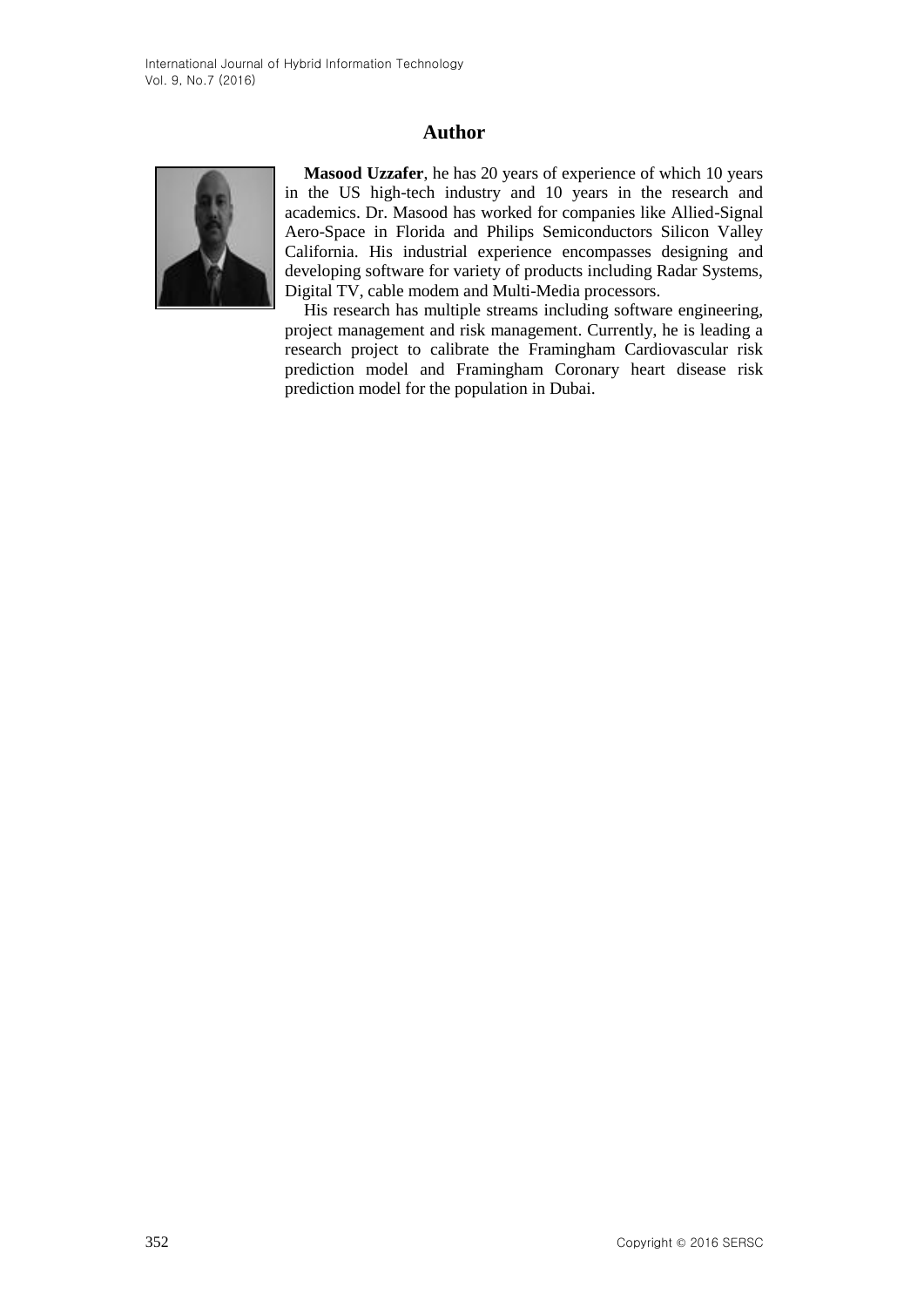# Author

**Masood Uzzafer**, he has 20 years of experience of which 10 years in the US high-tech industry and 10 years in the research and academics. Dr. Masood has worked for companies like Allied-Signal Aero-Space in Florida and Philips Semiconductors Silicon Valley California. His industrial experience encompasses designing and developing software for variety of products including Radar Systems, Digital TV, cable modem and Multi-Media processors.

His research has multiple streams including software engineering, project management and risk management. Currently, he is leading a research project to calibrate the Framingham Cardiovascular risk prediction model and Framingham Coronary heart disease risk prediction model for the population in Dubai.